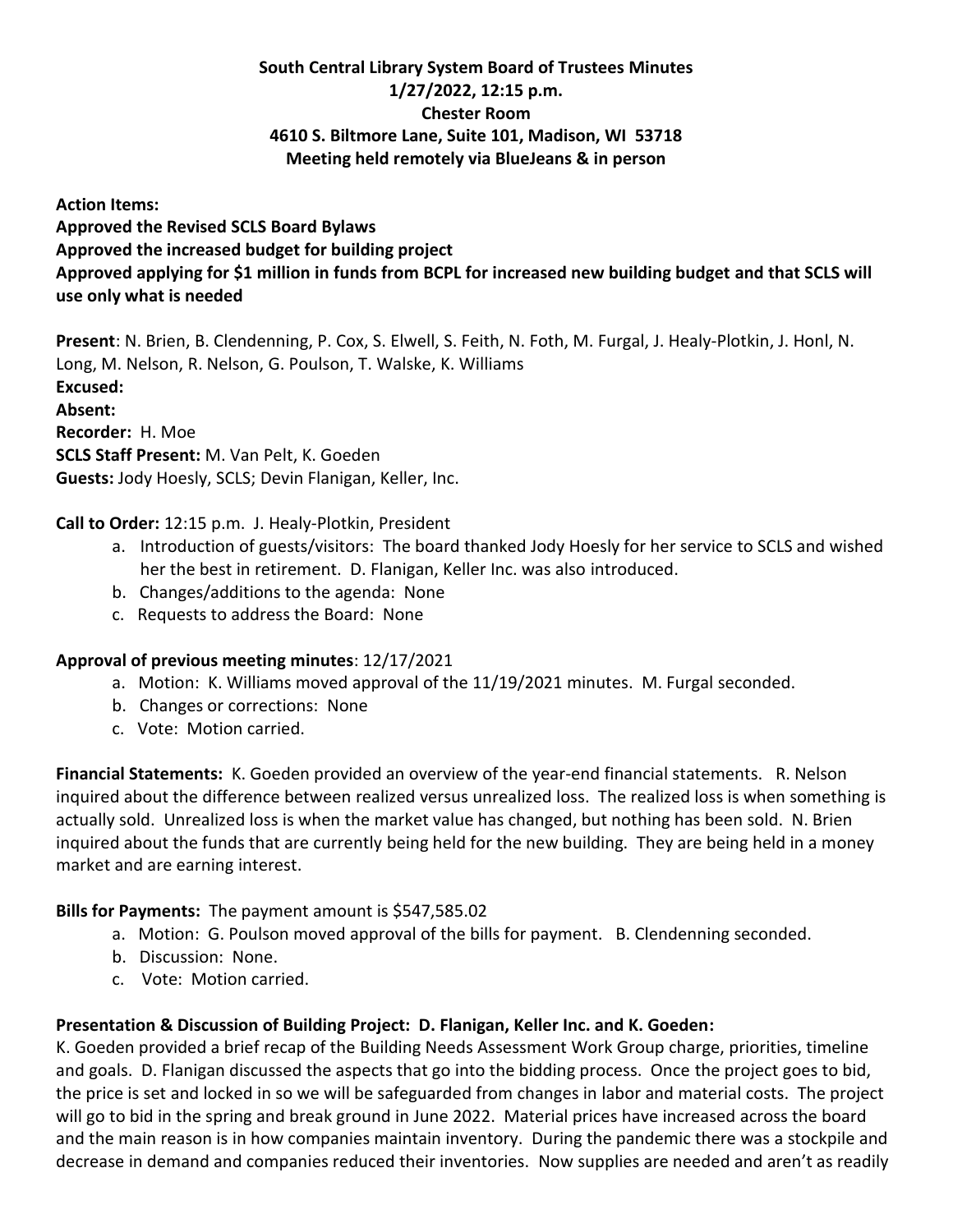**South Central Library System Board of Trustees Minutes**
**1/27/2022, 12:15 p.m.**
**Chester Room**
**4610 S. Biltmore Lane, Suite 101, Madison, WI 53718**
**Meeting held remotely via BlueJeans & in person**

**Action Items:**
**Approved the Revised SCLS Board Bylaws**
**Approved the increased budget for building project**
**Approved applying for $1 million in funds from BCPL for increased new building budget and that SCLS will use only what is needed**

**Present**: N. Brien, B. Clendenning, P. Cox, S. Elwell, S. Feith, N. Foth, M. Furgal, J. Healy-Plotkin, J. Honl, N. Long, M. Nelson, R. Nelson, G. Poulson, T. Walske, K. Williams
**Excused:**
**Absent:**
**Recorder:** H. Moe
**SCLS Staff Present:** M. Van Pelt, K. Goeden
**Guests:** Jody Hoesly, SCLS; Devin Flanigan, Keller, Inc.

**Call to Order:** 12:15 p.m. J. Healy-Plotkin, President

a. Introduction of guests/visitors: The board thanked Jody Hoesly for her service to SCLS and wished her the best in retirement. D. Flanigan, Keller Inc. was also introduced.
b. Changes/additions to the agenda: None
c. Requests to address the Board: None

**Approval of previous meeting minutes**: 12/17/2021

a. Motion: K. Williams moved approval of the 11/19/2021 minutes. M. Furgal seconded.
b. Changes or corrections: None
c. Vote: Motion carried.

**Financial Statements:** K. Goeden provided an overview of the year-end financial statements. R. Nelson inquired about the difference between realized versus unrealized loss. The realized loss is when something is actually sold. Unrealized loss is when the market value has changed, but nothing has been sold. N. Brien inquired about the funds that are currently being held for the new building. They are being held in a money market and are earning interest.

**Bills for Payments:** The payment amount is $547,585.02

a. Motion: G. Poulson moved approval of the bills for payment. B. Clendenning seconded.
b. Discussion: None.
c. Vote: Motion carried.

**Presentation & Discussion of Building Project: D. Flanigan, Keller Inc. and K. Goeden:**
K. Goeden provided a brief recap of the Building Needs Assessment Work Group charge, priorities, timeline and goals. D. Flanigan discussed the aspects that go into the bidding process. Once the project goes to bid, the price is set and locked in so we will be safeguarded from changes in labor and material costs. The project will go to bid in the spring and break ground in June 2022. Material prices have increased across the board and the main reason is in how companies maintain inventory. During the pandemic there was a stockpile and decrease in demand and companies reduced their inventories. Now supplies are needed and aren't as readily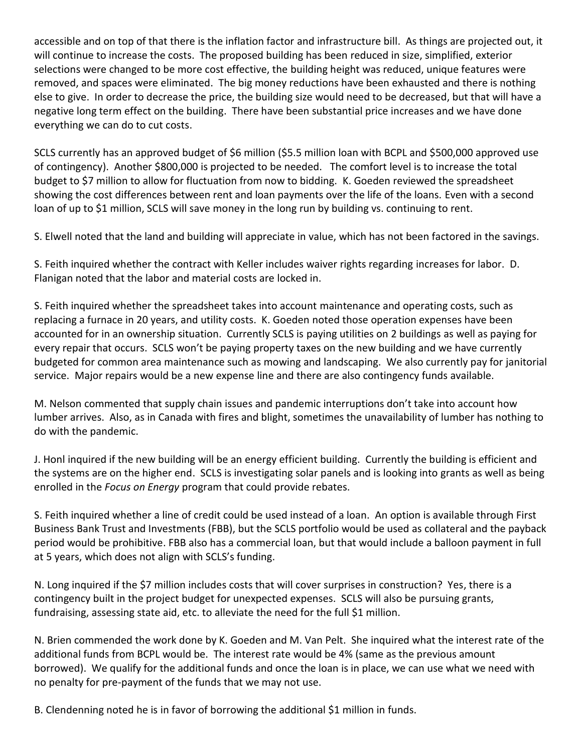accessible and on top of that there is the inflation factor and infrastructure bill. As things are projected out, it will continue to increase the costs. The proposed building has been reduced in size, simplified, exterior selections were changed to be more cost effective, the building height was reduced, unique features were removed, and spaces were eliminated. The big money reductions have been exhausted and there is nothing else to give. In order to decrease the price, the building size would need to be decreased, but that will have a negative long term effect on the building. There have been substantial price increases and we have done everything we can do to cut costs.

SCLS currently has an approved budget of $6 million ($5.5 million loan with BCPL and $500,000 approved use of contingency). Another $800,000 is projected to be needed. The comfort level is to increase the total budget to $7 million to allow for fluctuation from now to bidding. K. Goeden reviewed the spreadsheet showing the cost differences between rent and loan payments over the life of the loans. Even with a second loan of up to $1 million, SCLS will save money in the long run by building vs. continuing to rent.

S. Elwell noted that the land and building will appreciate in value, which has not been factored in the savings.

S. Feith inquired whether the contract with Keller includes waiver rights regarding increases for labor. D. Flanigan noted that the labor and material costs are locked in.

S. Feith inquired whether the spreadsheet takes into account maintenance and operating costs, such as replacing a furnace in 20 years, and utility costs. K. Goeden noted those operation expenses have been accounted for in an ownership situation. Currently SCLS is paying utilities on 2 buildings as well as paying for every repair that occurs. SCLS won't be paying property taxes on the new building and we have currently budgeted for common area maintenance such as mowing and landscaping. We also currently pay for janitorial service. Major repairs would be a new expense line and there are also contingency funds available.

M. Nelson commented that supply chain issues and pandemic interruptions don't take into account how lumber arrives. Also, as in Canada with fires and blight, sometimes the unavailability of lumber has nothing to do with the pandemic.

J. Honl inquired if the new building will be an energy efficient building. Currently the building is efficient and the systems are on the higher end. SCLS is investigating solar panels and is looking into grants as well as being enrolled in the *Focus on Energy* program that could provide rebates.

S. Feith inquired whether a line of credit could be used instead of a loan. An option is available through First Business Bank Trust and Investments (FBB), but the SCLS portfolio would be used as collateral and the payback period would be prohibitive. FBB also has a commercial loan, but that would include a balloon payment in full at 5 years, which does not align with SCLS's funding.

N. Long inquired if the $7 million includes costs that will cover surprises in construction? Yes, there is a contingency built in the project budget for unexpected expenses. SCLS will also be pursuing grants, fundraising, assessing state aid, etc. to alleviate the need for the full $1 million.

N. Brien commended the work done by K. Goeden and M. Van Pelt. She inquired what the interest rate of the additional funds from BCPL would be. The interest rate would be 4% (same as the previous amount borrowed). We qualify for the additional funds and once the loan is in place, we can use what we need with no penalty for pre-payment of the funds that we may not use.

B. Clendenning noted he is in favor of borrowing the additional $1 million in funds.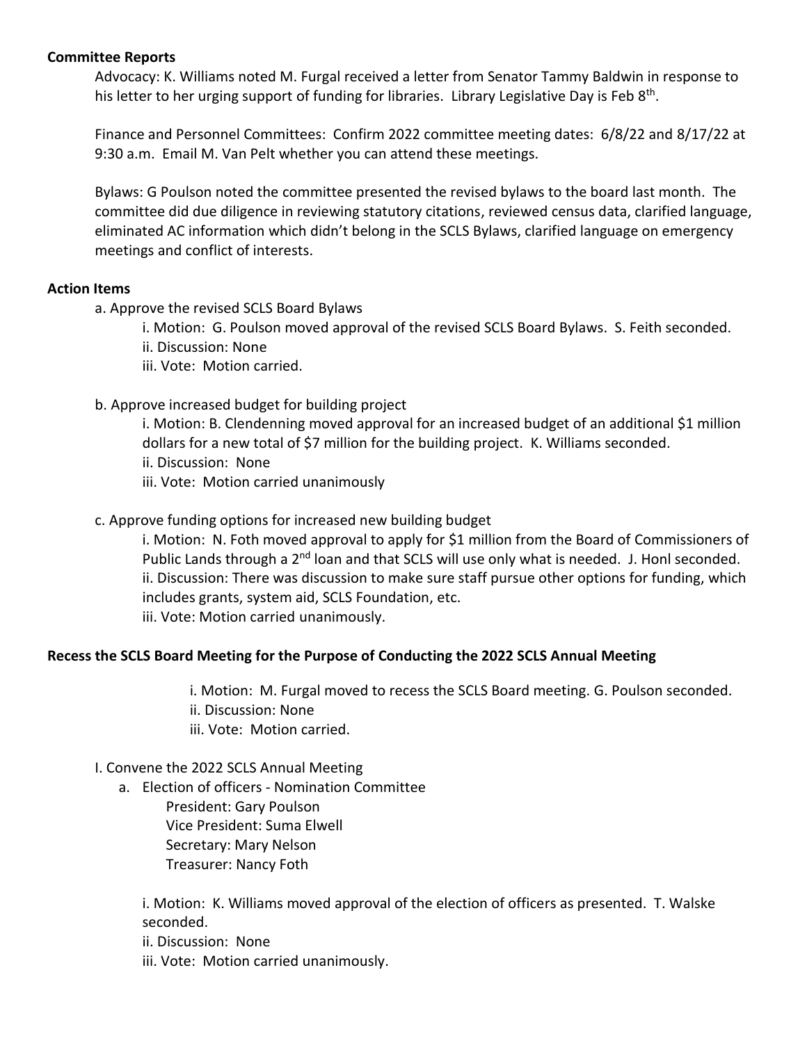**Committee Reports**

Advocacy: K. Williams noted M. Furgal received a letter from Senator Tammy Baldwin in response to his letter to her urging support of funding for libraries. Library Legislative Day is Feb 8th.

Finance and Personnel Committees: Confirm 2022 committee meeting dates: 6/8/22 and 8/17/22 at 9:30 a.m. Email M. Van Pelt whether you can attend these meetings.

Bylaws: G Poulson noted the committee presented the revised bylaws to the board last month. The committee did due diligence in reviewing statutory citations, reviewed census data, clarified language, eliminated AC information which didn't belong in the SCLS Bylaws, clarified language on emergency meetings and conflict of interests.

**Action Items**

a. Approve the revised SCLS Board Bylaws

- i. Motion: G. Poulson moved approval of the revised SCLS Board Bylaws. S. Feith seconded.
- ii. Discussion: None
- iii. Vote: Motion carried.

b. Approve increased budget for building project

- i. Motion: B. Clendenning moved approval for an increased budget of an additional $1 million dollars for a new total of $7 million for the building project. K. Williams seconded.
- ii. Discussion: None
- iii. Vote: Motion carried unanimously

c. Approve funding options for increased new building budget

- i. Motion: N. Foth moved approval to apply for $1 million from the Board of Commissioners of Public Lands through a 2nd loan and that SCLS will use only what is needed. J. Honl seconded.
- ii. Discussion: There was discussion to make sure staff pursue other options for funding, which includes grants, system aid, SCLS Foundation, etc.
- iii. Vote: Motion carried unanimously.

**Recess the SCLS Board Meeting for the Purpose of Conducting the 2022 SCLS Annual Meeting**

- i. Motion: M. Furgal moved to recess the SCLS Board meeting. G. Poulson seconded.
- ii. Discussion: None
- iii. Vote: Motion carried.

I. Convene the 2022 SCLS Annual Meeting

a. Election of officers - Nomination Committee

President: Gary Poulson
Vice President: Suma Elwell
Secretary: Mary Nelson
Treasurer: Nancy Foth

- i. Motion: K. Williams moved approval of the election of officers as presented. T. Walske seconded.
- ii. Discussion: None
- iii. Vote: Motion carried unanimously.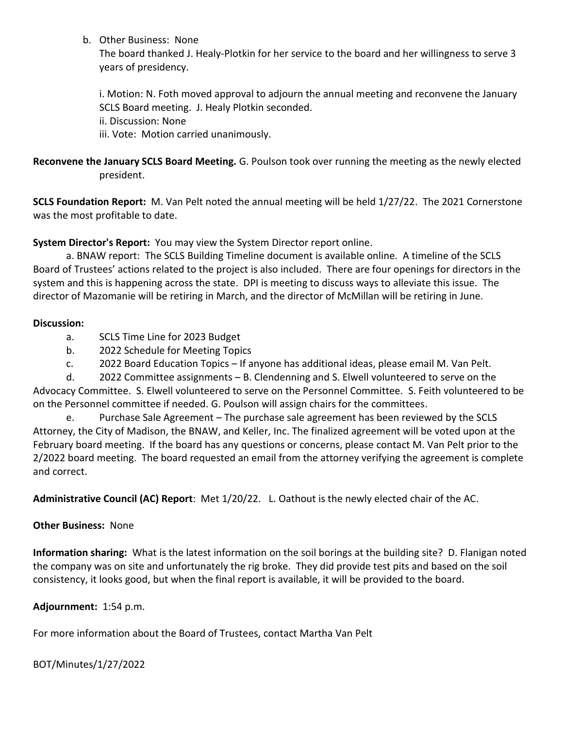b. Other Business: None

The board thanked J. Healy-Plotkin for her service to the board and her willingness to serve 3 years of presidency.

i. Motion: N. Foth moved approval to adjourn the annual meeting and reconvene the January SCLS Board meeting. J. Healy Plotkin seconded.
ii. Discussion: None
iii. Vote: Motion carried unanimously.

**Reconvene the January SCLS Board Meeting.** G. Poulson took over running the meeting as the newly elected president.

**SCLS Foundation Report:** M. Van Pelt noted the annual meeting will be held 1/27/22. The 2021 Cornerstone was the most profitable to date.

**System Director's Report:** You may view the System Director report online.

a. BNAW report: The SCLS Building Timeline document is available online. A timeline of the SCLS Board of Trustees' actions related to the project is also included. There are four openings for directors in the system and this is happening across the state. DPI is meeting to discuss ways to alleviate this issue. The director of Mazomanie will be retiring in March, and the director of McMillan will be retiring in June.

**Discussion:**

a. SCLS Time Line for 2023 Budget

b. 2022 Schedule for Meeting Topics

c. 2022 Board Education Topics – If anyone has additional ideas, please email M. Van Pelt.

d. 2022 Committee assignments – B. Clendenning and S. Elwell volunteered to serve on the Advocacy Committee. S. Elwell volunteered to serve on the Personnel Committee. S. Feith volunteered to be on the Personnel committee if needed. G. Poulson will assign chairs for the committees.

e. Purchase Sale Agreement – The purchase sale agreement has been reviewed by the SCLS Attorney, the City of Madison, the BNAW, and Keller, Inc. The finalized agreement will be voted upon at the February board meeting. If the board has any questions or concerns, please contact M. Van Pelt prior to the 2/2022 board meeting. The board requested an email from the attorney verifying the agreement is complete and correct.

**Administrative Council (AC) Report**: Met 1/20/22. L. Oathout is the newly elected chair of the AC.

**Other Business:** None

**Information sharing:** What is the latest information on the soil borings at the building site? D. Flanigan noted the company was on site and unfortunately the rig broke. They did provide test pits and based on the soil consistency, it looks good, but when the final report is available, it will be provided to the board.

**Adjournment:** 1:54 p.m.

For more information about the Board of Trustees, contact Martha Van Pelt

BOT/Minutes/1/27/2022